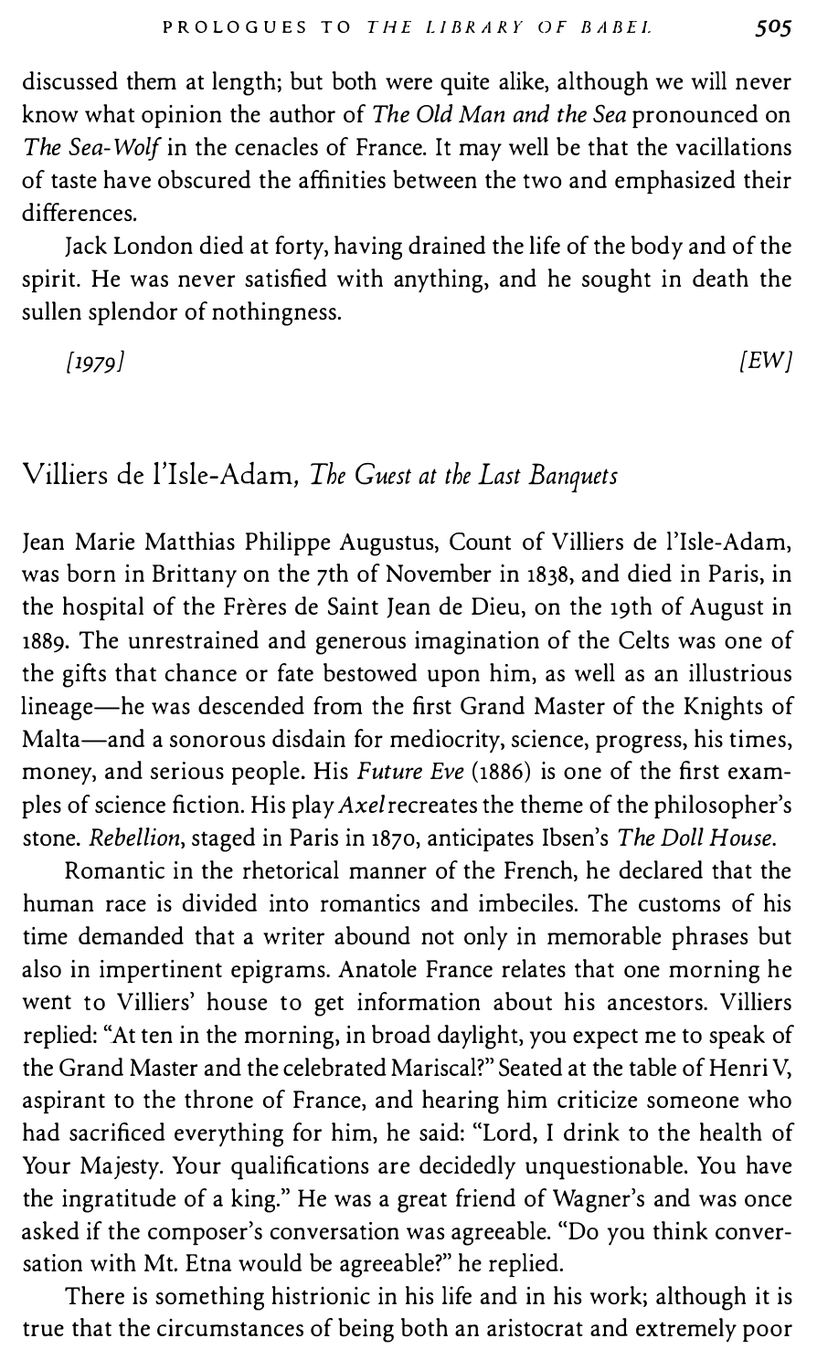discussed them at length; but both were quite alike, although we will never know what opinion the author of *The Old Man and the Sea* pronounced on *The Sea-Wolf* in the cenacles of France. It may well be that the vacillations of taste have obscured the affinities between the two and emphasized their differences.

Jack London died at forty, having drained the life of the body and of the spirit. He was never satisfied with anything, and he sought in death the sullen splendor of nothingness.

*[1979]* *[EW]*

## Villiers de l'Isle-Adam, *The Guest at the Last Banquets*

Jean Marie Matthias Philippe Augustus, Count of Villiers de l'Isle-Adam, was born in Brittany on the 7th of November in 1838, and died in Paris, in the hospital of the Frères de Saint Jean de Dieu, on the 19th of August in 1889. The unrestrained and generous imagination of the Celts was one of the gifts that chance or fate bestowed upon him, as well as an illustrious lineage—he was descended from the first Grand Master of the Knights of Malta—and a sonorous disdain for mediocrity, science, progress, his times, money, and serious people. His *Future Eve* (1886) is one of the first examples of science fiction. His play *Axel* recreates the theme of the philosopher's stone. *Rebellion*, staged in Paris in 1870, anticipates Ibsen's *The Doll House*.

Romantic in the rhetorical manner of the French, he declared that the human race is divided into romantics and imbeciles. The customs of his time demanded that a writer abound not only in memorable phrases but also in impertinent epigrams. Anatole France relates that one morning he went to Villiers' house to get information about his ancestors. Villiers replied: "At ten in the morning, in broad daylight, you expect me to speak of the Grand Master and the celebrated Mariscal?" Seated at the table of Henri V, aspirant to the throne of France, and hearing him criticize someone who had sacrificed everything for him, he said: "Lord, I drink to the health of Your Majesty. Your qualifications are decidedly unquestionable. You have the ingratitude of a king." He was a great friend of Wagner's and was once asked if the composer's conversation was agreeable. "Do you think conversation with Mt. Etna would be agreeable?" he replied.

There is something histrionic in his life and in his work; although it is true that the circumstances of being both an aristocrat and extremely poor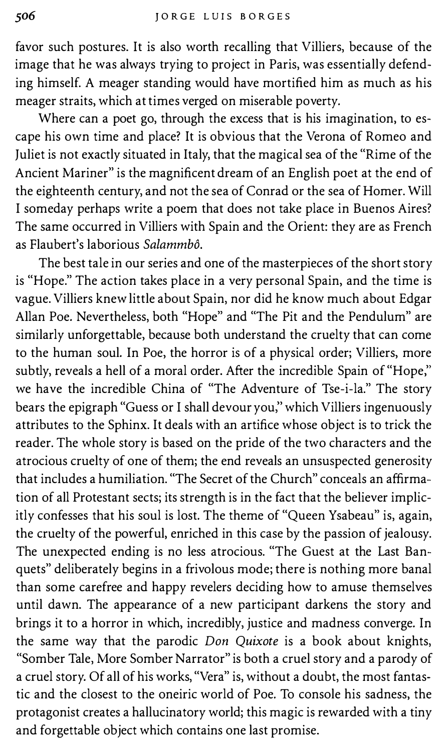favor such postures. It is also worth recalling that Villiers, because of the image that he was always trying to project in Paris, was essentially defending himself. A meager standing would have mortified him as much as his meager straits, which at times verged on miserable poverty.

Where can a poet go, through the excess that is his imagination, to escape his own time and place? It is obvious that the Verona of Romeo and Juliet is not exactly situated in Italy, that the magical sea of the "Rime of the Ancient Mariner" is the magnificent dream of an English poet at the end of the eighteenth century, and not the sea of Conrad or the sea of Homer. Will I someday perhaps write a poem that does not take place in Buenos Aires? The same occurred in Villiers with Spain and the Orient: they are as French as Flaubert's laborious *Salammbô*.

The best tale in our series and one of the masterpieces of the short story is "Hope." The action takes place in a very personal Spain, and the time is vague. Villiers knew little about Spain, nor did he know much about Edgar Allan Poe. Nevertheless, both "Hope" and "The Pit and the Pendulum" are similarly unforgettable, because both understand the cruelty that can come to the human soul. In Poe, the horror is of a physical order; Villiers, more subtly, reveals a hell of a moral order. After the incredible Spain of "Hope," we have the incredible China of "The Adventure of Tse-i-la." The story bears the epigraph "Guess or I shall devour you," which Villiers ingenuously attributes to the Sphinx. It deals with an artifice whose object is to trick the reader. The whole story is based on the pride of the two characters and the atrocious cruelty of one of them; the end reveals an unsuspected generosity that includes a humiliation. "The Secret of the Church" conceals an affirmation of all Protestant sects; its strength is in the fact that the believer implicitly confesses that his soul is lost. The theme of "Queen Ysabeau" is, again, the cruelty of the powerful, enriched in this case by the passion of jealousy. The unexpected ending is no less atrocious. "The Guest at the Last Banquets" deliberately begins in a frivolous mode; there is nothing more banal than some carefree and happy revelers deciding how to amuse themselves until dawn. The appearance of a new participant darkens the story and brings it to a horror in which, incredibly, justice and madness converge. In the same way that the parodic *Don Quixote* is a book about knights, "Somber Tale, More Somber Narrator" is both a cruel story and a parody of a cruel story. Of all of his works, "Vera" is, without a doubt, the most fantastic and the closest to the oneiric world of Poe. To console his sadness, the protagonist creates a hallucinatory world; this magic is rewarded with a tiny and forgettable object which contains one last promise.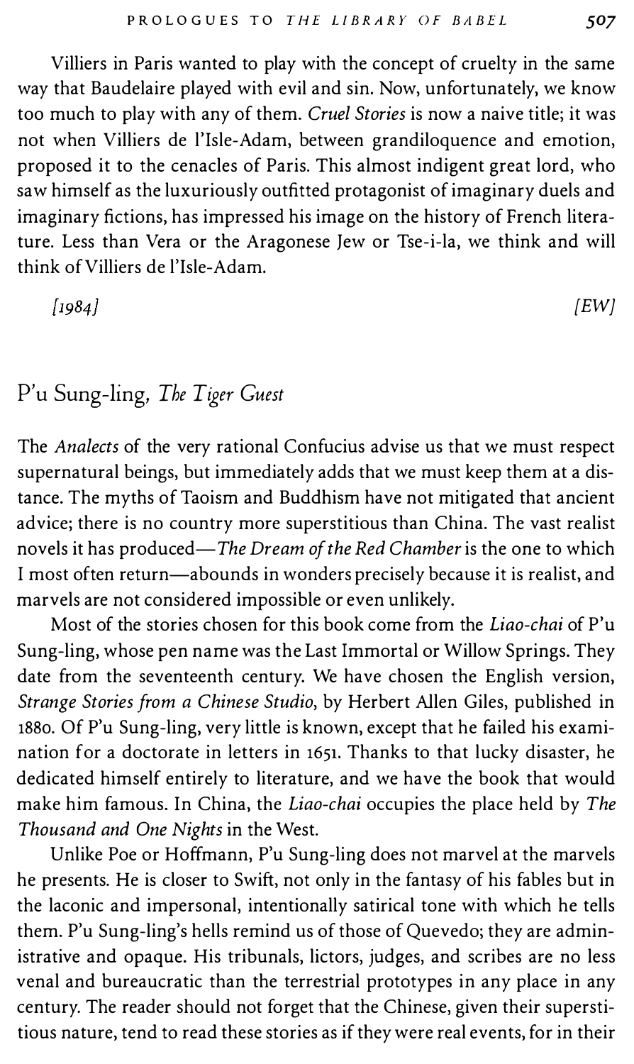Villiers in Paris wanted to play with the concept of cruelty in the same way that Baudelaire played with evil and sin. Now, unfortunately, we know too much to play with any of them. *Cruel Stories* is now a naive title; it was not when Villiers de l'Isle-Adam, between grandiloquence and emotion, proposed it to the cenacles of Paris. This almost indigent great lord, who saw himself as the luxuriously outfitted protagonist of imaginary duels and imaginary fictions, has impressed his image on the history of French literature. Less than Vera or the Aragonese Jew or Tse-i-la, we think and will think of Villiers de l'Isle-Adam.

*[1984]* *[EW]*

## P'u Sung-ling, *The Tiger Guest*

The *Analects* of the very rational Confucius advise us that we must respect supernatural beings, but immediately adds that we must keep them at a distance. The myths of Taoism and Buddhism have not mitigated that ancient advice; there is no country more superstitious than China. The vast realist novels it has produced—*The Dream of the Red Chamber* is the one to which I most often return—abounds in wonders precisely because it is realist, and marvels are not considered impossible or even unlikely.

Most of the stories chosen for this book come from the *Liao-chai* of P'u Sung-ling, whose pen name was the Last Immortal or Willow Springs. They date from the seventeenth century. We have chosen the English version, *Strange Stories from a Chinese Studio*, by Herbert Allen Giles, published in 1880. Of P'u Sung-ling, very little is known, except that he failed his examination for a doctorate in letters in 1651. Thanks to that lucky disaster, he dedicated himself entirely to literature, and we have the book that would make him famous. In China, the *Liao-chai* occupies the place held by *The Thousand and One Nights* in the West.

Unlike Poe or Hoffmann, P'u Sung-ling does not marvel at the marvels he presents. He is closer to Swift, not only in the fantasy of his fables but in the laconic and impersonal, intentionally satirical tone with which he tells them. P'u Sung-ling's hells remind us of those of Quevedo; they are administrative and opaque. His tribunals, lictors, judges, and scribes are no less venal and bureaucratic than the terrestrial prototypes in any place in any century. The reader should not forget that the Chinese, given their superstitious nature, tend to read these stories as if they were real events, for in their